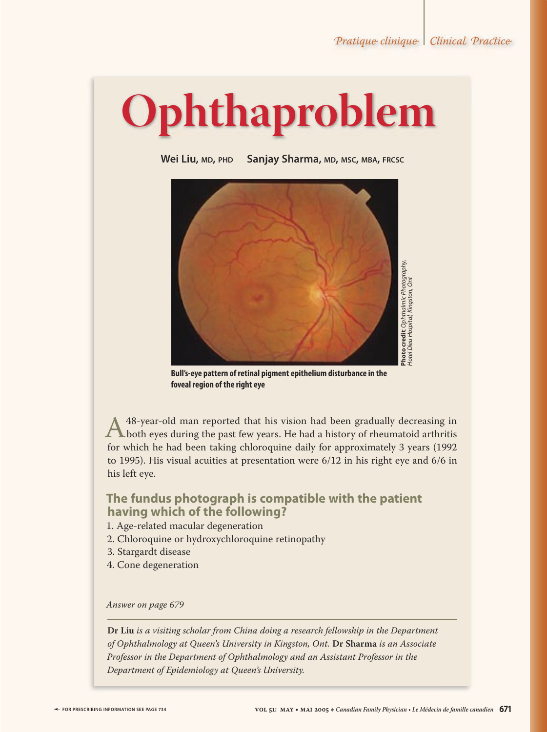# Ophthaproblem

**Wei Liu, MD, PHD** **Sanjay Sharma, MD, MSC, MBA, FRCSC**

*Photo credit: Ophthalmic Photography, Hotel Dieu Hospital, Kingston, Ont*

**Bull's-eye pattern of retinal pigment epithelium disturbance in the foveal region of the right eye**

A 48-year-old man reported that his vision had been gradually decreasing in both eyes during the past few years. He had a history of rheumatoid arthritis for which he had been taking chloroquine daily for approximately 3 years (1992 to 1995). His visual acuities at presentation were 6/12 in his right eye and 6/6 in his left eye.

## The fundus photograph is compatible with the patient having which of the following?

1. Age-related macular degeneration
2. Chloroquine or hydroxychloroquine retinopathy
3. Stargardt disease
4. Cone degeneration

*Answer on page 679*

---

**Dr Liu** *is a visiting scholar from China doing a research fellowship in the Department of Ophthalmology at Queen's University in Kingston, Ont.* **Dr Sharma** *is an Associate Professor in the Department of Ophthalmology and an Assistant Professor in the Department of Epidemiology at Queen's University.*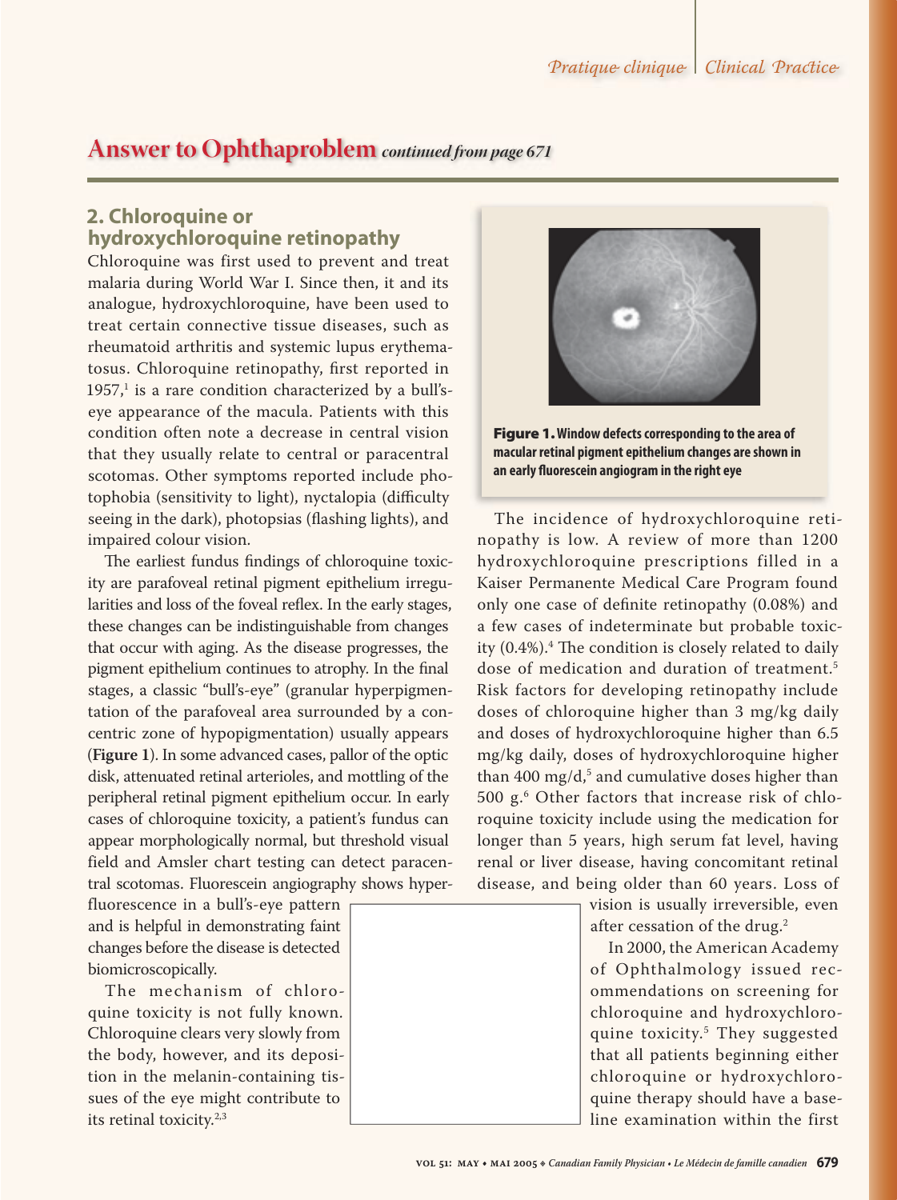# Answer to Ophthaproblem *continued from page 671*

## 2. Chloroquine or hydroxychloroquine retinopathy

Chloroquine was first used to prevent and treat malaria during World War I. Since then, it and its analogue, hydroxychloroquine, have been used to treat certain connective tissue diseases, such as rheumatoid arthritis and systemic lupus erythematosus. Chloroquine retinopathy, first reported in 1957,[1] is a rare condition characterized by a bull's-eye appearance of the macula. Patients with this condition often note a decrease in central vision that they usually relate to central or paracentral scotomas. Other symptoms reported include photophobia (sensitivity to light), nyctalopia (difficulty seeing in the dark), photopsias (flashing lights), and impaired colour vision.

The earliest fundus findings of chloroquine toxicity are parafoveal retinal pigment epithelium irregularities and loss of the foveal reflex. In the early stages, these changes can be indistinguishable from changes that occur with aging. As the disease progresses, the pigment epithelium continues to atrophy. In the final stages, a classic "bull's-eye" (granular hyperpigmentation of the parafoveal area surrounded by a concentric zone of hypopigmentation) usually appears (**Figure 1**). In some advanced cases, pallor of the optic disk, attenuated retinal arterioles, and mottling of the peripheral retinal pigment epithelium occur. In early cases of chloroquine toxicity, a patient's fundus can appear morphologically normal, but threshold visual field and Amsler chart testing can detect paracentral scotomas. Fluorescein angiography shows hyperfluorescence in a bull's-eye pattern and is helpful in demonstrating faint changes before the disease is detected biomicroscopically.

The mechanism of chloroquine toxicity is not fully known. Chloroquine clears very slowly from the body, however, and its deposition in the melanin-containing tissues of the eye might contribute to its retinal toxicity.[2,3]

**Figure 1. Window defects corresponding to the area of macular retinal pigment epithelium changes are shown in an early fluorescein angiogram in the right eye**

The incidence of hydroxychloroquine retinopathy is low. A review of more than 1200 hydroxychloroquine prescriptions filled in a Kaiser Permanente Medical Care Program found only one case of definite retinopathy (0.08%) and a few cases of indeterminate but probable toxicity (0.4%).[4] The condition is closely related to daily dose of medication and duration of treatment.[5] Risk factors for developing retinopathy include doses of chloroquine higher than 3 mg/kg daily and doses of hydroxychloroquine higher than 6.5 mg/kg daily, doses of hydroxychloroquine higher than 400 mg/d,[5] and cumulative doses higher than 500 g.[6] Other factors that increase risk of chloroquine toxicity include using the medication for longer than 5 years, high serum fat level, having renal or liver disease, having concomitant retinal disease, and being older than 60 years. Loss of vision is usually irreversible, even after cessation of the drug.[2]

In 2000, the American Academy of Ophthalmology issued recommendations on screening for chloroquine and hydroxychloroquine toxicity.[5] They suggested that all patients beginning either chloroquine or hydroxychloroquine therapy should have a baseline examination within the first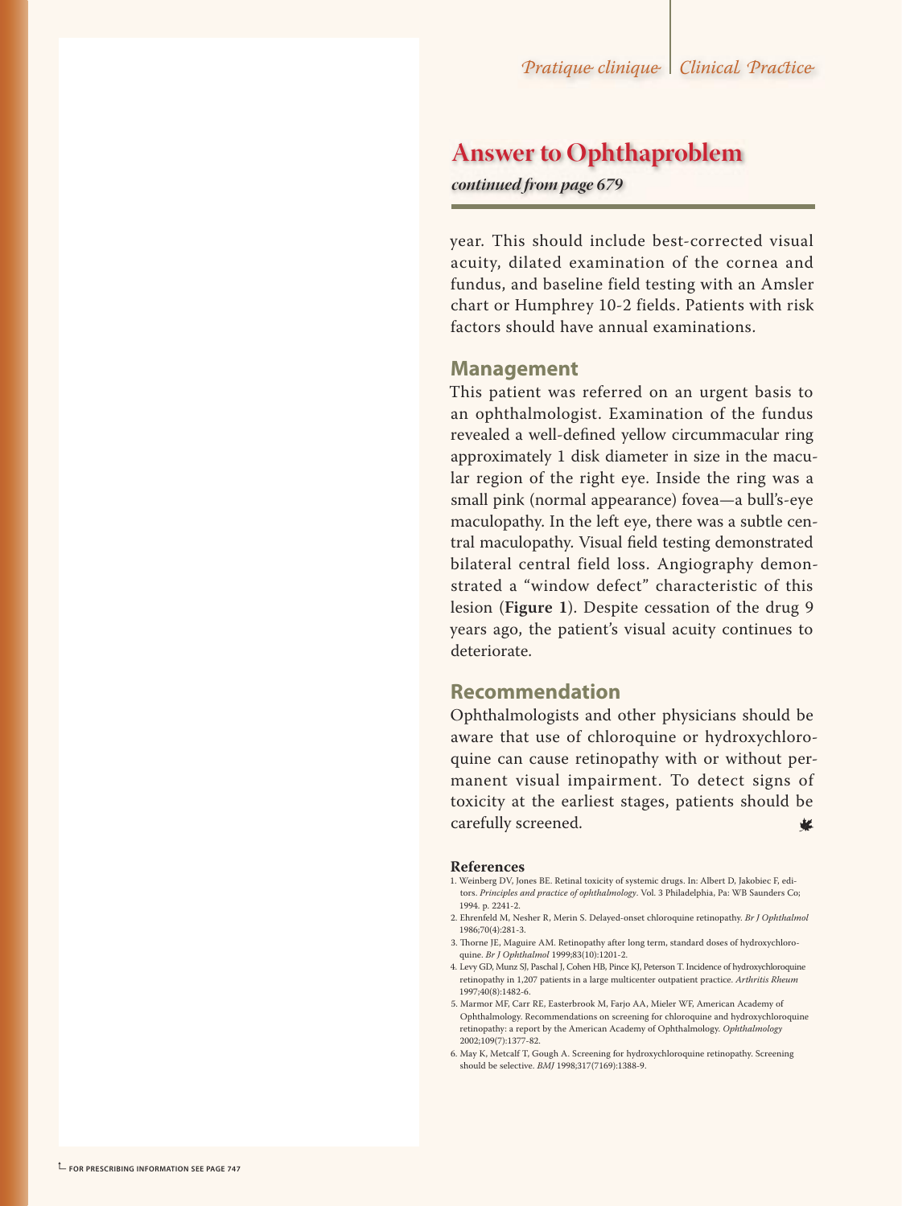## Answer to Ophthaproblem

*continued from page 679*

year. This should include best-corrected visual acuity, dilated examination of the cornea and fundus, and baseline field testing with an Amsler chart or Humphrey 10-2 fields. Patients with risk factors should have annual examinations.

### Management

This patient was referred on an urgent basis to an ophthalmologist. Examination of the fundus revealed a well-defined yellow circummacular ring approximately 1 disk diameter in size in the macular region of the right eye. Inside the ring was a small pink (normal appearance) fovea—a bull's-eye maculopathy. In the left eye, there was a subtle central maculopathy. Visual field testing demonstrated bilateral central field loss. Angiography demonstrated a "window defect" characteristic of this lesion (**Figure 1**). Despite cessation of the drug 9 years ago, the patient's visual acuity continues to deteriorate.

### Recommendation

Ophthalmologists and other physicians should be aware that use of chloroquine or hydroxychloroquine can cause retinopathy with or without permanent visual impairment. To detect signs of toxicity at the earliest stages, patients should be carefully screened.

#### References

1. Weinberg DV, Jones BE. Retinal toxicity of systemic drugs. In: Albert D, Jakobiec F, editors. *Principles and practice of ophthalmology*. Vol. 3 Philadelphia, Pa: WB Saunders Co; 1994. p. 2241-2.
2. Ehrenfeld M, Nesher R, Merin S. Delayed-onset chloroquine retinopathy. *Br J Ophthalmol* 1986;70(4):281-3.
3. Thorne JE, Maguire AM. Retinopathy after long term, standard doses of hydroxychloroquine. *Br J Ophthalmol* 1999;83(10):1201-2.
4. Levy GD, Munz SJ, Paschal J, Cohen HB, Pince KJ, Peterson T. Incidence of hydroxychloroquine retinopathy in 1,207 patients in a large multicenter outpatient practice. *Arthritis Rheum* 1997;40(8):1482-6.
5. Marmor MF, Carr RE, Easterbrook M, Farjo AA, Mieler WF, American Academy of Ophthalmology. Recommendations on screening for chloroquine and hydroxychloroquine retinopathy: a report by the American Academy of Ophthalmology. *Ophthalmology* 2002;109(7):1377-82.
6. May K, Metcalf T, Gough A. Screening for hydroxychloroquine retinopathy. Screening should be selective. *BMJ* 1998;317(7169):1388-9.